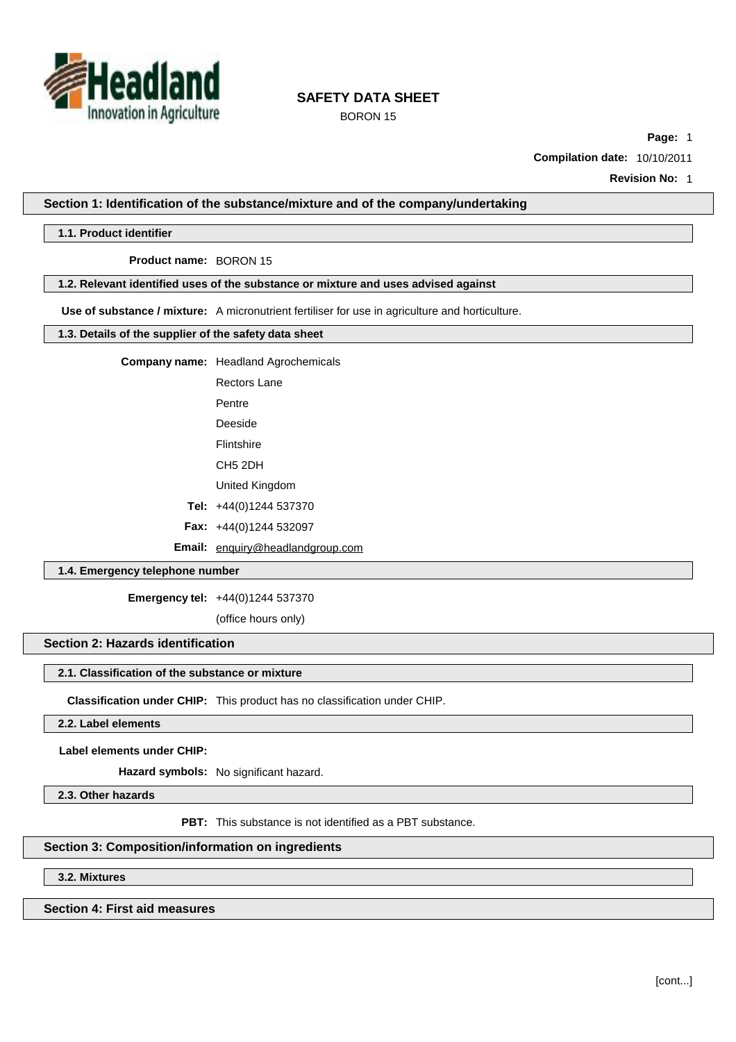# SAFETY DATA SHEET

BORON 15

**Page:** 1

**Compilation date:** 10/10/2011

**Revision No:** 1

## Section 1: Identification of the substance/mixture and of the company/undertaking

### 1.1. Product identifier

**Product name:** BORON 15

### 1.2. Relevant identified uses of the substance or mixture and uses advised against

**Use of substance / mixture:** A micronutrient fertiliser for use in agriculture and horticulture.

### 1.3. Details of the supplier of the safety data sheet

**Company name:** Headland Agrochemicals
Rectors Lane
Pentre
Deeside
Flintshire
CH5 2DH
United Kingdom

**Tel:** +44(0)1244 537370

**Fax:** +44(0)1244 532097

**Email:** enquiry@headlandgroup.com

### 1.4. Emergency telephone number

**Emergency tel:** +44(0)1244 537370
(office hours only)

## Section 2: Hazards identification

### 2.1. Classification of the substance or mixture

**Classification under CHIP:** This product has no classification under CHIP.

### 2.2. Label elements

**Label elements under CHIP:**

**Hazard symbols:** No significant hazard.

### 2.3. Other hazards

**PBT:** This substance is not identified as a PBT substance.

## Section 3: Composition/information on ingredients

### 3.2. Mixtures

## Section 4: First aid measures

[cont...]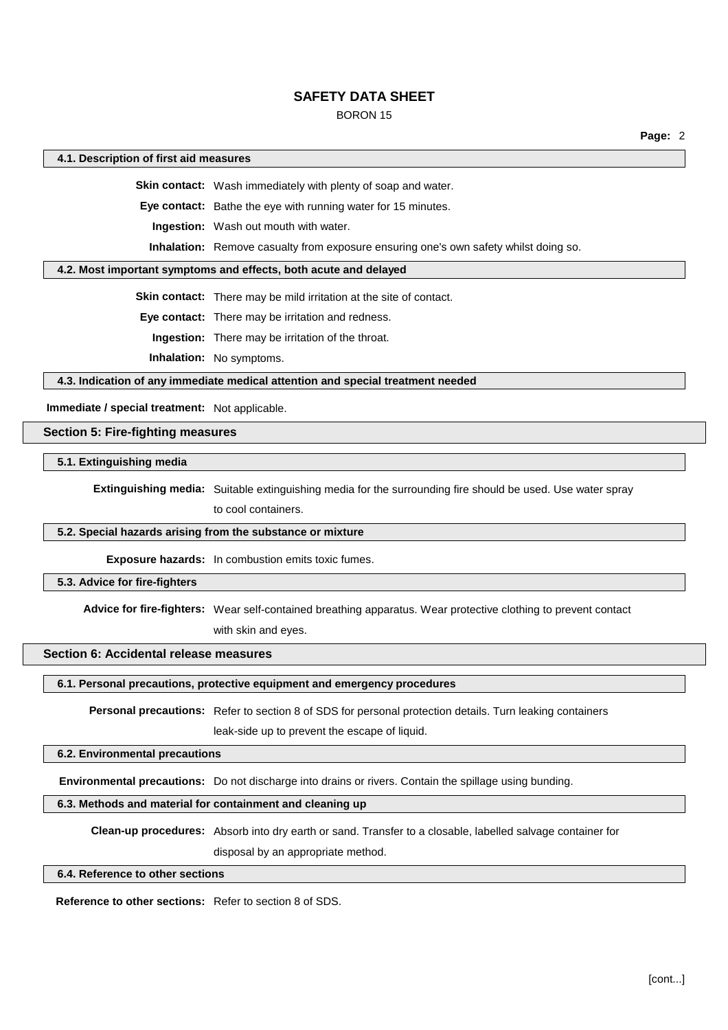### 4.1. Description of first aid measures

**Skin contact:** Wash immediately with plenty of soap and water.

**Eye contact:** Bathe the eye with running water for 15 minutes.

**Ingestion:** Wash out mouth with water.

**Inhalation:** Remove casualty from exposure ensuring one's own safety whilst doing so.

### 4.2. Most important symptoms and effects, both acute and delayed

**Skin contact:** There may be mild irritation at the site of contact.

**Eye contact:** There may be irritation and redness.

**Ingestion:** There may be irritation of the throat.

**Inhalation:** No symptoms.

### 4.3. Indication of any immediate medical attention and special treatment needed

**Immediate / special treatment:** Not applicable.

## Section 5: Fire-fighting measures

### 5.1. Extinguishing media

**Extinguishing media:** Suitable extinguishing media for the surrounding fire should be used. Use water spray to cool containers.

### 5.2. Special hazards arising from the substance or mixture

**Exposure hazards:** In combustion emits toxic fumes.

### 5.3. Advice for fire-fighters

**Advice for fire-fighters:** Wear self-contained breathing apparatus. Wear protective clothing to prevent contact with skin and eyes.

## Section 6: Accidental release measures

### 6.1. Personal precautions, protective equipment and emergency procedures

**Personal precautions:** Refer to section 8 of SDS for personal protection details. Turn leaking containers leak-side up to prevent the escape of liquid.

### 6.2. Environmental precautions

**Environmental precautions:** Do not discharge into drains or rivers. Contain the spillage using bunding.

### 6.3. Methods and material for containment and cleaning up

**Clean-up procedures:** Absorb into dry earth or sand. Transfer to a closable, labelled salvage container for disposal by an appropriate method.

### 6.4. Reference to other sections

**Reference to other sections:** Refer to section 8 of SDS.

[cont...]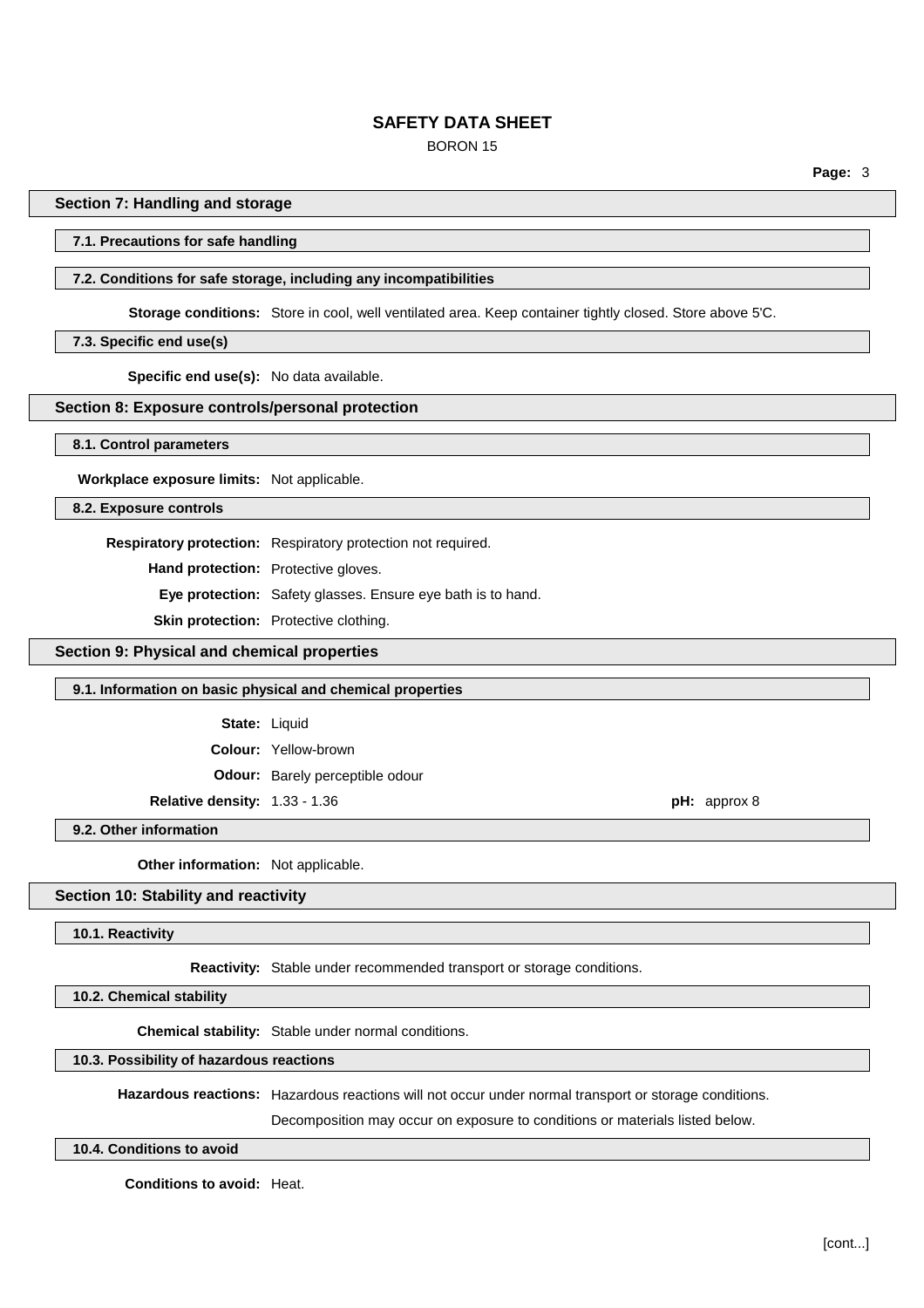## Section 7: Handling and storage

### 7.1. Precautions for safe handling

### 7.2. Conditions for safe storage, including any incompatibilities

**Storage conditions:** Store in cool, well ventilated area. Keep container tightly closed. Store above 5'C.

### 7.3. Specific end use(s)

**Specific end use(s):** No data available.

## Section 8: Exposure controls/personal protection

### 8.1. Control parameters

**Workplace exposure limits:** Not applicable.

### 8.2. Exposure controls

**Respiratory protection:** Respiratory protection not required.

**Hand protection:** Protective gloves.

**Eye protection:** Safety glasses. Ensure eye bath is to hand.

**Skin protection:** Protective clothing.

## Section 9: Physical and chemical properties

### 9.1. Information on basic physical and chemical properties

**State:** Liquid

**Colour:** Yellow-brown

**Odour:** Barely perceptible odour

**Relative density:** 1.33 - 1.36

**pH:** approx 8

### 9.2. Other information

**Other information:** Not applicable.

## Section 10: Stability and reactivity

### 10.1. Reactivity

**Reactivity:** Stable under recommended transport or storage conditions.

### 10.2. Chemical stability

**Chemical stability:** Stable under normal conditions.

### 10.3. Possibility of hazardous reactions

**Hazardous reactions:** Hazardous reactions will not occur under normal transport or storage conditions.

Decomposition may occur on exposure to conditions or materials listed below.

### 10.4. Conditions to avoid

**Conditions to avoid:** Heat.

[cont...]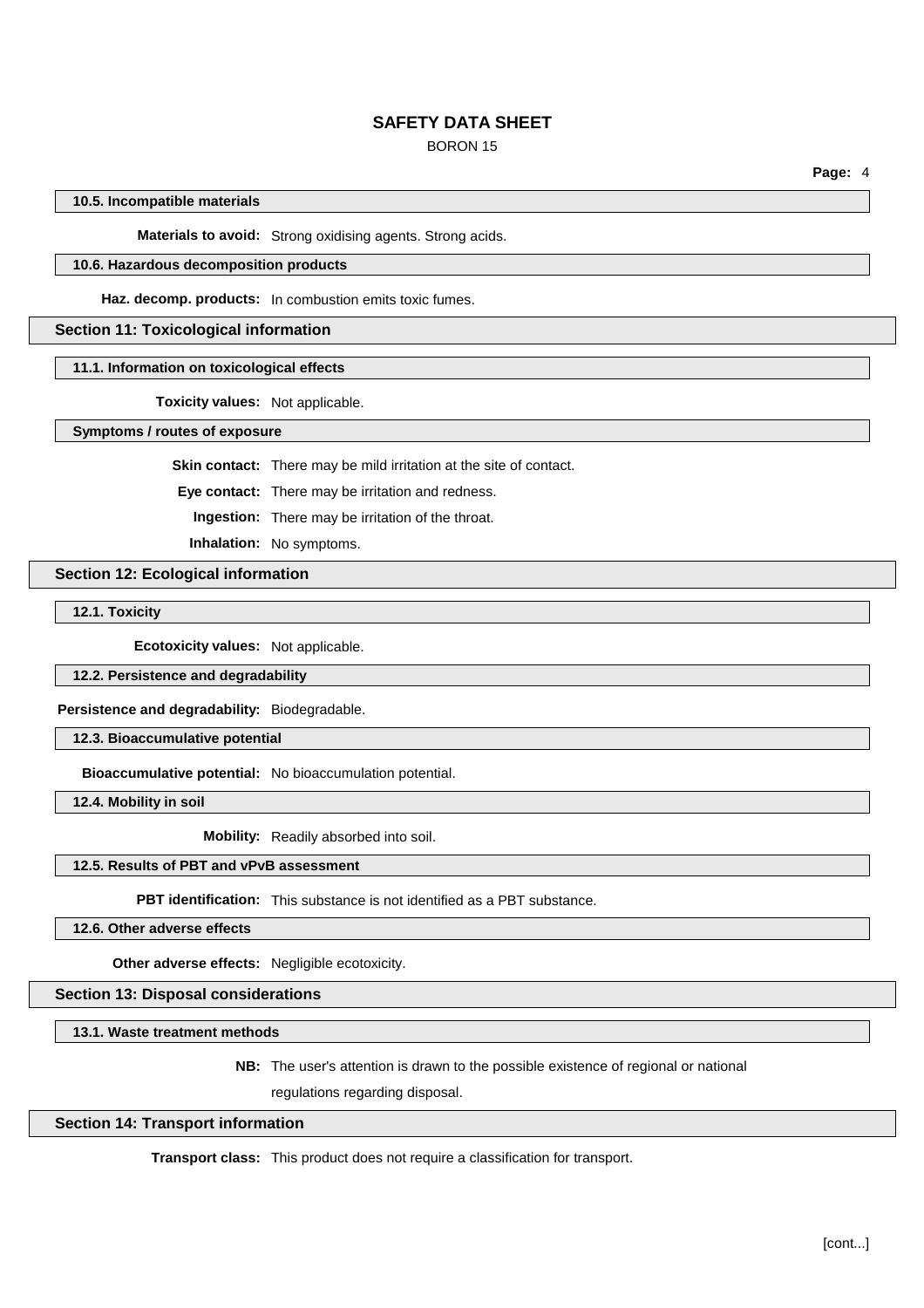#### 10.5. Incompatible materials

**Materials to avoid:** Strong oxidising agents. Strong acids.

#### 10.6. Hazardous decomposition products

**Haz. decomp. products:** In combustion emits toxic fumes.

### Section 11: Toxicological information

#### 11.1. Information on toxicological effects

**Toxicity values:** Not applicable.

#### Symptoms / routes of exposure

**Skin contact:** There may be mild irritation at the site of contact.

**Eye contact:** There may be irritation and redness.

**Ingestion:** There may be irritation of the throat.

**Inhalation:** No symptoms.

### Section 12: Ecological information

#### 12.1. Toxicity

**Ecotoxicity values:** Not applicable.

#### 12.2. Persistence and degradability

**Persistence and degradability:** Biodegradable.

#### 12.3. Bioaccumulative potential

**Bioaccumulative potential:** No bioaccumulation potential.

#### 12.4. Mobility in soil

**Mobility:** Readily absorbed into soil.

#### 12.5. Results of PBT and vPvB assessment

**PBT identification:** This substance is not identified as a PBT substance.

#### 12.6. Other adverse effects

**Other adverse effects:** Negligible ecotoxicity.

### Section 13: Disposal considerations

#### 13.1. Waste treatment methods

**NB:** The user's attention is drawn to the possible existence of regional or national regulations regarding disposal.

### Section 14: Transport information

**Transport class:** This product does not require a classification for transport.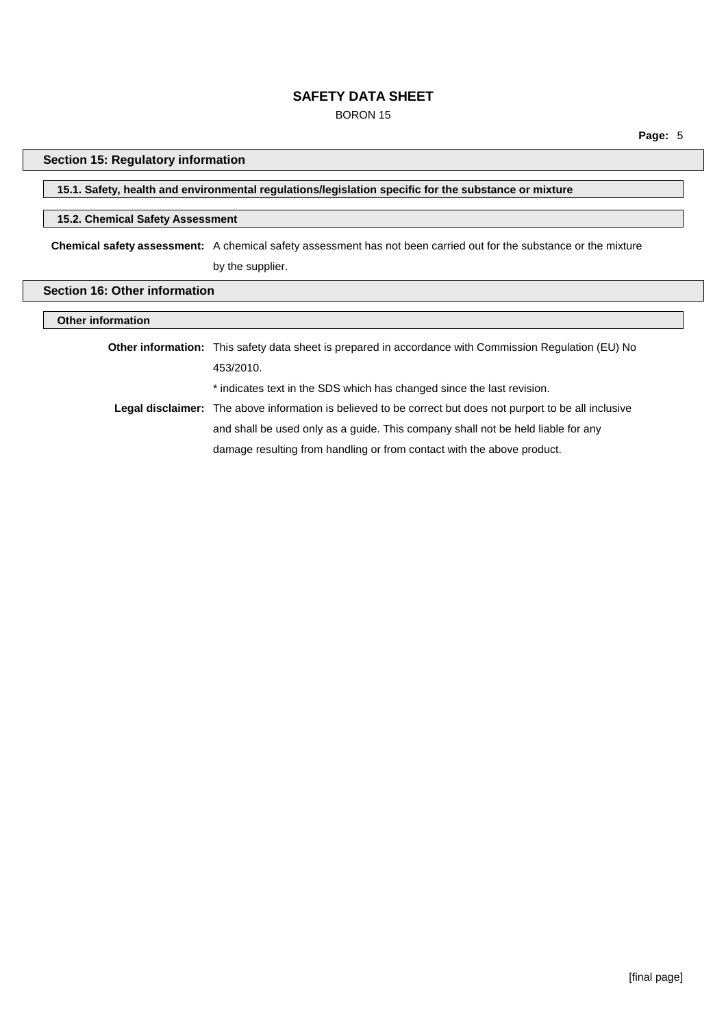## Section 15: Regulatory information

### 15.1. Safety, health and environmental regulations/legislation specific for the substance or mixture

### 15.2. Chemical Safety Assessment

**Chemical safety assessment:** A chemical safety assessment has not been carried out for the substance or the mixture by the supplier.

## Section 16: Other information

### Other information

**Other information:** This safety data sheet is prepared in accordance with Commission Regulation (EU) No 453/2010.

* indicates text in the SDS which has changed since the last revision.

**Legal disclaimer:** The above information is believed to be correct but does not purport to be all inclusive and shall be used only as a guide. This company shall not be held liable for any damage resulting from handling or from contact with the above product.

[final page]